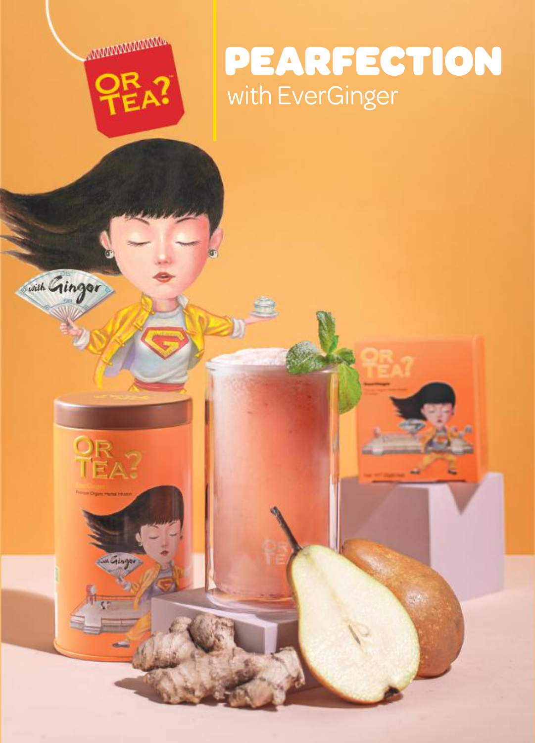# PEARFECTION

with EverGinger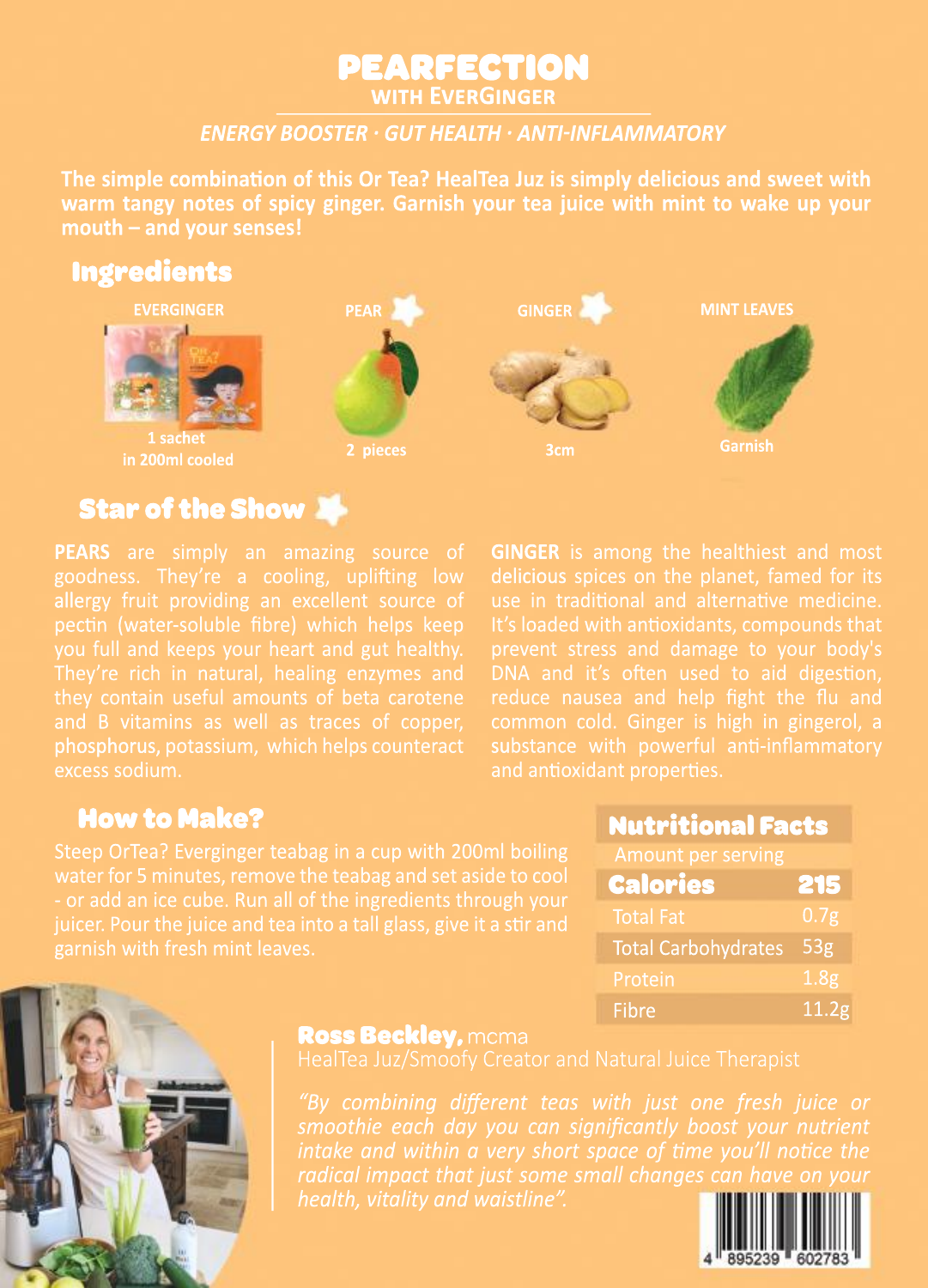# PEARFECTION

## WITH EVERGINGER

*ENERGY BOOSTER · GUT HEALTH · ANTI-INFLAMMATORY*

**The simple combination of this Or Tea? HealTea Juz is simply delicious and sweet with warm tangy notes of spicy ginger. Garnish your tea juice with mint to wake up your mouth – and your senses!**

## Ingredients

- **EVERGINGER** – 1 sachet in 200ml cooled
- **PEAR** – 2 pieces
- **GINGER** – 3cm
- **MINT LEAVES** – Garnish

## Star of the Show

**PEARS** are simply an amazing source of goodness. They're a cooling, uplifting low allergy fruit providing an excellent source of pectin (water-soluble fibre) which helps keep you full and keeps your heart and gut healthy. They're rich in natural, healing enzymes and they contain useful amounts of beta carotene and B vitamins as well as traces of copper, phosphorus, potassium, which helps counteract excess sodium.

**GINGER** is among the healthiest and most delicious spices on the planet, famed for its use in traditional and alternative medicine. It's loaded with antioxidants, compounds that prevent stress and damage to your body's DNA and it's often used to aid digestion, reduce nausea and help fight the flu and common cold. Ginger is high in gingerol, a substance with powerful anti-inflammatory and antioxidant properties.

## How to Make?

Steep OrTea? Everginger teabag in a cup with 200ml boiling water for 5 minutes, remove the teabag and set aside to cool - or add an ice cube. Run all of the ingredients through your juicer. Pour the juice and tea into a tall glass, give it a stir and garnish with fresh mint leaves.

| Nutritional Facts | |
|---|---|
| Amount per serving | |
| **Calories** | **215** |
| Total Fat | 0.7g |
| Total Carbohydrates | 53g |
| Protein | 1.8g |
| Fibre | 11.2g |

**Ross Beckley,** mcma
HealTea Juz/Smoofy Creator and Natural Juice Therapist

*"By combining different teas with just one fresh juice or smoothie each day you can significantly boost your nutrient intake and within a very short space of time you'll notice the radical impact that just some small changes can have on your health, vitality and waistline".*

4 895239 602783